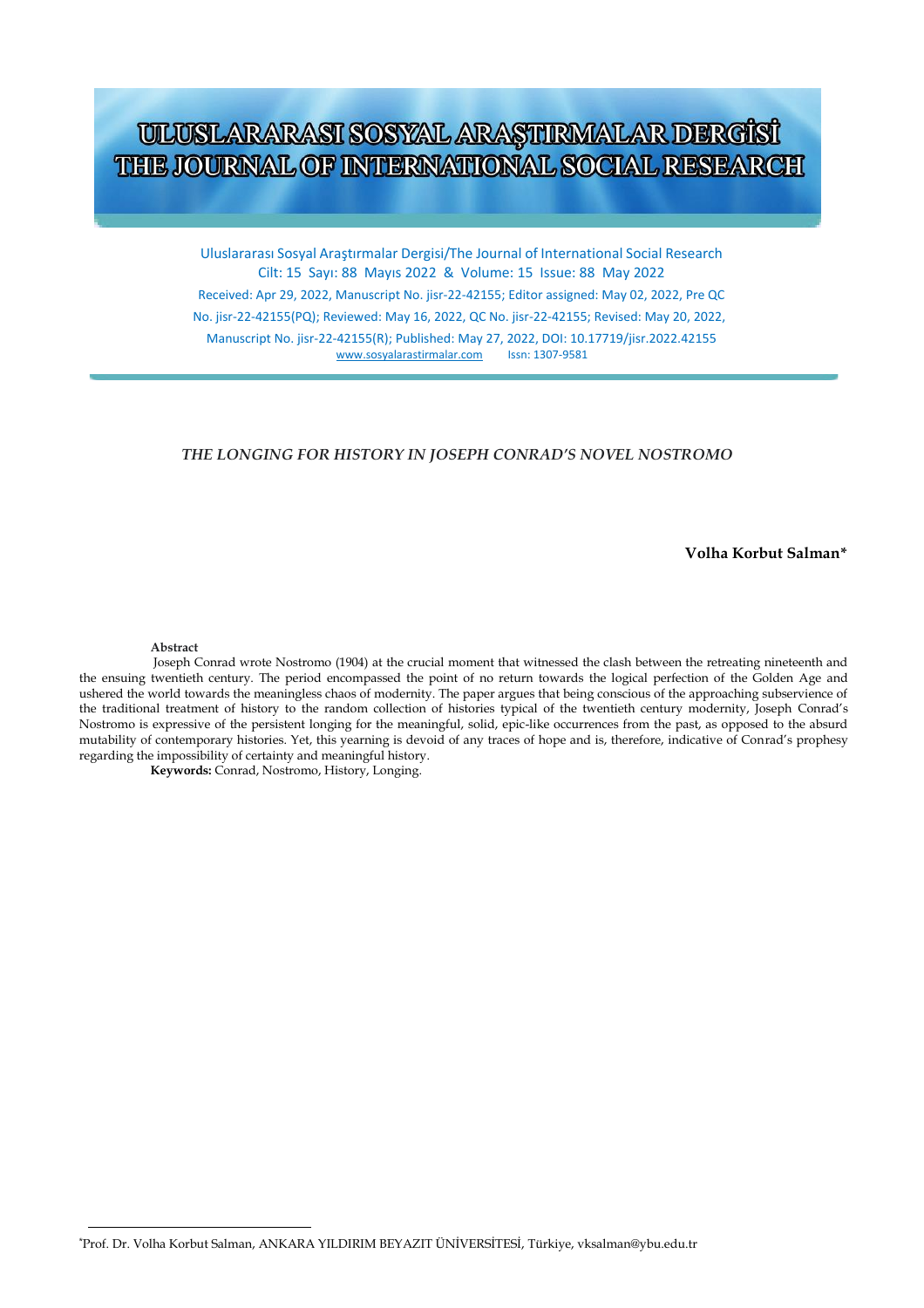# ULUSLARARASI SOSYAL ARAŞTIRMALAR DERGİSİ
# THE JOURNAL OF INTERNATIONAL SOCIAL RESEARCH

Uluslararası Sosyal Araştırmalar Dergisi/The Journal of International Social Research
Cilt: 15 Sayı: 88 Mayıs 2022 & Volume: 15 Issue: 88 May 2022
Received: Apr 29, 2022, Manuscript No. jisr-22-42155; Editor assigned: May 02, 2022, Pre QC No. jisr-22-42155(PQ); Reviewed: May 16, 2022, QC No. jisr-22-42155; Revised: May 20, 2022, Manuscript No. jisr-22-42155(R); Published: May 27, 2022, DOI: 10.17719/jisr.2022.42155
www.sosyalarastirmalar.com Issn: 1307-9581

## *THE LONGING FOR HISTORY IN JOSEPH CONRAD'S NOVEL NOSTROMO*

**Volha Korbut Salman***

**Abstract**

Joseph Conrad wrote Nostromo (1904) at the crucial moment that witnessed the clash between the retreating nineteenth and the ensuing twentieth century. The period encompassed the point of no return towards the logical perfection of the Golden Age and ushered the world towards the meaningless chaos of modernity. The paper argues that being conscious of the approaching subservience of the traditional treatment of history to the random collection of histories typical of the twentieth century modernity, Joseph Conrad's Nostromo is expressive of the persistent longing for the meaningful, solid, epic-like occurrences from the past, as opposed to the absurd mutability of contemporary histories. Yet, this yearning is devoid of any traces of hope and is, therefore, indicative of Conrad's prophesy regarding the impossibility of certainty and meaningful history.

**Keywords:** Conrad, Nostromo, History, Longing.

---

*Prof. Dr. Volha Korbut Salman, ANKARA YILDIRIM BEYAZIT ÜNİVERSİTESİ, Türkiye, vksalman@ybu.edu.tr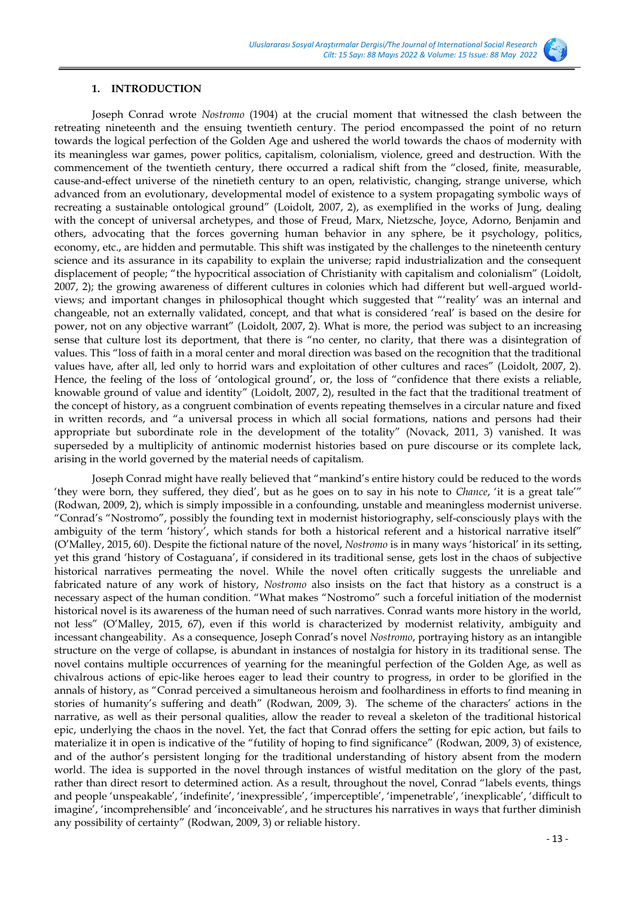## 1. INTRODUCTION

Joseph Conrad wrote *Nostromo* (1904) at the crucial moment that witnessed the clash between the retreating nineteenth and the ensuing twentieth century. The period encompassed the point of no return towards the logical perfection of the Golden Age and ushered the world towards the chaos of modernity with its meaningless war games, power politics, capitalism, colonialism, violence, greed and destruction. With the commencement of the twentieth century, there occurred a radical shift from the "closed, finite, measurable, cause-and-effect universe of the ninetieth century to an open, relativistic, changing, strange universe, which advanced from an evolutionary, developmental model of existence to a system propagating symbolic ways of recreating a sustainable ontological ground" (Loidolt, 2007, 2), as exemplified in the works of Jung, dealing with the concept of universal archetypes, and those of Freud, Marx, Nietzsche, Joyce, Adorno, Benjamin and others, advocating that the forces governing human behavior in any sphere, be it psychology, politics, economy, etc., are hidden and permutable. This shift was instigated by the challenges to the nineteenth century science and its assurance in its capability to explain the universe; rapid industrialization and the consequent displacement of people; "the hypocritical association of Christianity with capitalism and colonialism" (Loidolt, 2007, 2); the growing awareness of different cultures in colonies which had different but well-argued world-views; and important changes in philosophical thought which suggested that "'reality' was an internal and changeable, not an externally validated, concept, and that what is considered 'real' is based on the desire for power, not on any objective warrant" (Loidolt, 2007, 2). What is more, the period was subject to an increasing sense that culture lost its deportment, that there is "no center, no clarity, that there was a disintegration of values. This "loss of faith in a moral center and moral direction was based on the recognition that the traditional values have, after all, led only to horrid wars and exploitation of other cultures and races" (Loidolt, 2007, 2). Hence, the feeling of the loss of 'ontological ground', or, the loss of "confidence that there exists a reliable, knowable ground of value and identity" (Loidolt, 2007, 2), resulted in the fact that the traditional treatment of the concept of history, as a congruent combination of events repeating themselves in a circular nature and fixed in written records, and "a universal process in which all social formations, nations and persons had their appropriate but subordinate role in the development of the totality" (Novack, 2011, 3) vanished. It was superseded by a multiplicity of antinomic modernist histories based on pure discourse or its complete lack, arising in the world governed by the material needs of capitalism.

Joseph Conrad might have really believed that "mankind's entire history could be reduced to the words 'they were born, they suffered, they died', but as he goes on to say in his note to *Chance*, 'it is a great tale'" (Rodwan, 2009, 2), which is simply impossible in a confounding, unstable and meaningless modernist universe. "Conrad's "Nostromo", possibly the founding text in modernist historiography, self-consciously plays with the ambiguity of the term 'history', which stands for both a historical referent and a historical narrative itself" (O'Malley, 2015, 60). Despite the fictional nature of the novel, *Nostromo* is in many ways 'historical' in its setting, yet this grand 'history of Costaguana', if considered in its traditional sense, gets lost in the chaos of subjective historical narratives permeating the novel. While the novel often critically suggests the unreliable and fabricated nature of any work of history, *Nostromo* also insists on the fact that history as a construct is a necessary aspect of the human condition. "What makes "Nostromo" such a forceful initiation of the modernist historical novel is its awareness of the human need of such narratives. Conrad wants more history in the world, not less" (O'Malley, 2015, 67), even if this world is characterized by modernist relativity, ambiguity and incessant changeability. As a consequence, Joseph Conrad's novel *Nostromo*, portraying history as an intangible structure on the verge of collapse, is abundant in instances of nostalgia for history in its traditional sense. The novel contains multiple occurrences of yearning for the meaningful perfection of the Golden Age, as well as chivalrous actions of epic-like heroes eager to lead their country to progress, in order to be glorified in the annals of history, as "Conrad perceived a simultaneous heroism and foolhardiness in efforts to find meaning in stories of humanity's suffering and death" (Rodwan, 2009, 3). The scheme of the characters' actions in the narrative, as well as their personal qualities, allow the reader to reveal a skeleton of the traditional historical epic, underlying the chaos in the novel. Yet, the fact that Conrad offers the setting for epic action, but fails to materialize it in open is indicative of the "futility of hoping to find significance" (Rodwan, 2009, 3) of existence, and of the author's persistent longing for the traditional understanding of history absent from the modern world. The idea is supported in the novel through instances of wistful meditation on the glory of the past, rather than direct resort to determined action. As a result, throughout the novel, Conrad "labels events, things and people 'unspeakable', 'indefinite', 'inexpressible', 'imperceptible', 'impenetrable', 'inexplicable', 'difficult to imagine', 'incomprehensible' and 'inconceivable', and he structures his narratives in ways that further diminish any possibility of certainty" (Rodwan, 2009, 3) or reliable history.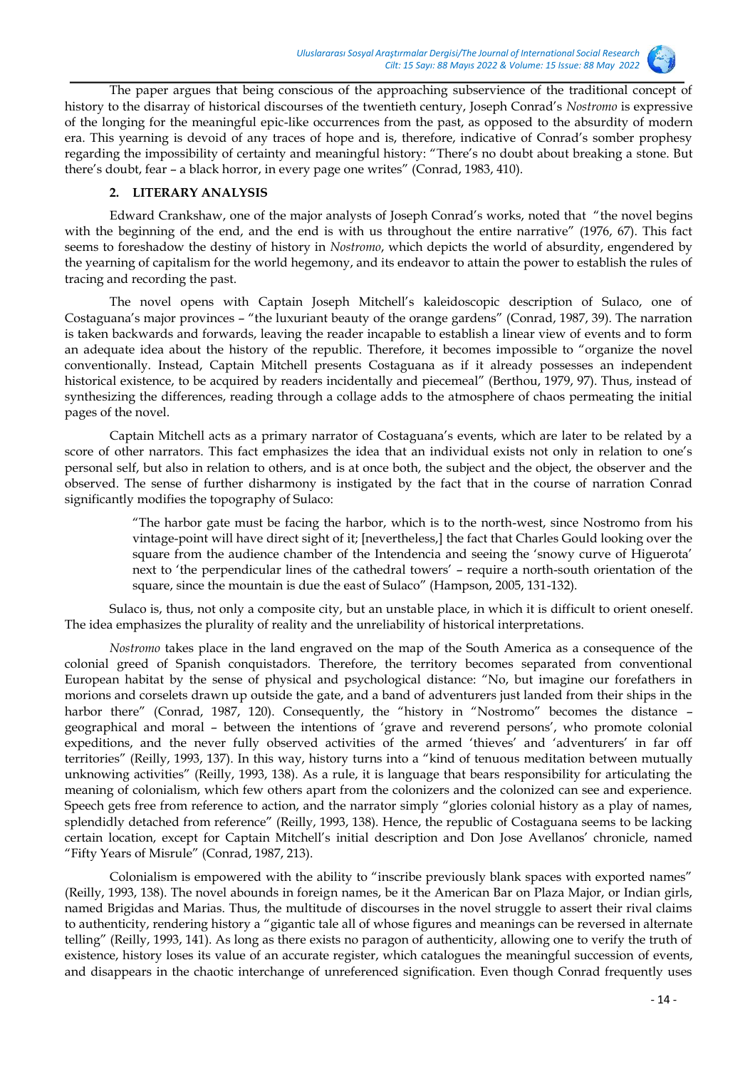The paper argues that being conscious of the approaching subservience of the traditional concept of history to the disarray of historical discourses of the twentieth century, Joseph Conrad's *Nostromo* is expressive of the longing for the meaningful epic-like occurrences from the past, as opposed to the absurdity of modern era. This yearning is devoid of any traces of hope and is, therefore, indicative of Conrad's somber prophesy regarding the impossibility of certainty and meaningful history: "There's no doubt about breaking a stone. But there's doubt, fear – a black horror, in every page one writes" (Conrad, 1983, 410).

## 2. LITERARY ANALYSIS

Edward Crankshaw, one of the major analysts of Joseph Conrad's works, noted that "the novel begins with the beginning of the end, and the end is with us throughout the entire narrative" (1976, 67). This fact seems to foreshadow the destiny of history in *Nostromo*, which depicts the world of absurdity, engendered by the yearning of capitalism for the world hegemony, and its endeavor to attain the power to establish the rules of tracing and recording the past.

The novel opens with Captain Joseph Mitchell's kaleidoscopic description of Sulaco, one of Costaguana's major provinces – "the luxuriant beauty of the orange gardens" (Conrad, 1987, 39). The narration is taken backwards and forwards, leaving the reader incapable to establish a linear view of events and to form an adequate idea about the history of the republic. Therefore, it becomes impossible to "organize the novel conventionally. Instead, Captain Mitchell presents Costaguana as if it already possesses an independent historical existence, to be acquired by readers incidentally and piecemeal" (Berthou, 1979, 97). Thus, instead of synthesizing the differences, reading through a collage adds to the atmosphere of chaos permeating the initial pages of the novel.

Captain Mitchell acts as a primary narrator of Costaguana's events, which are later to be related by a score of other narrators. This fact emphasizes the idea that an individual exists not only in relation to one's personal self, but also in relation to others, and is at once both, the subject and the object, the observer and the observed. The sense of further disharmony is instigated by the fact that in the course of narration Conrad significantly modifies the topography of Sulaco:

> "The harbor gate must be facing the harbor, which is to the north-west, since Nostromo from his vintage-point will have direct sight of it; [nevertheless,] the fact that Charles Gould looking over the square from the audience chamber of the Intendencia and seeing the 'snowy curve of Higuerota' next to 'the perpendicular lines of the cathedral towers' – require a north-south orientation of the square, since the mountain is due the east of Sulaco" (Hampson, 2005, 131-132).

Sulaco is, thus, not only a composite city, but an unstable place, in which it is difficult to orient oneself. The idea emphasizes the plurality of reality and the unreliability of historical interpretations.

*Nostromo* takes place in the land engraved on the map of the South America as a consequence of the colonial greed of Spanish conquistadors. Therefore, the territory becomes separated from conventional European habitat by the sense of physical and psychological distance: "No, but imagine our forefathers in morions and corselets drawn up outside the gate, and a band of adventurers just landed from their ships in the harbor there" (Conrad, 1987, 120). Consequently, the "history in "Nostromo" becomes the distance – geographical and moral – between the intentions of 'grave and reverend persons', who promote colonial expeditions, and the never fully observed activities of the armed 'thieves' and 'adventurers' in far off territories" (Reilly, 1993, 137). In this way, history turns into a "kind of tenuous meditation between mutually unknowing activities" (Reilly, 1993, 138). As a rule, it is language that bears responsibility for articulating the meaning of colonialism, which few others apart from the colonizers and the colonized can see and experience. Speech gets free from reference to action, and the narrator simply "glories colonial history as a play of names, splendidly detached from reference" (Reilly, 1993, 138). Hence, the republic of Costaguana seems to be lacking certain location, except for Captain Mitchell's initial description and Don Jose Avellanos' chronicle, named "Fifty Years of Misrule" (Conrad, 1987, 213).

Colonialism is empowered with the ability to "inscribe previously blank spaces with exported names" (Reilly, 1993, 138). The novel abounds in foreign names, be it the American Bar on Plaza Major, or Indian girls, named Brigidas and Marias. Thus, the multitude of discourses in the novel struggle to assert their rival claims to authenticity, rendering history a "gigantic tale all of whose figures and meanings can be reversed in alternate telling" (Reilly, 1993, 141). As long as there exists no paragon of authenticity, allowing one to verify the truth of existence, history loses its value of an accurate register, which catalogues the meaningful succession of events, and disappears in the chaotic interchange of unreferenced signification. Even though Conrad frequently uses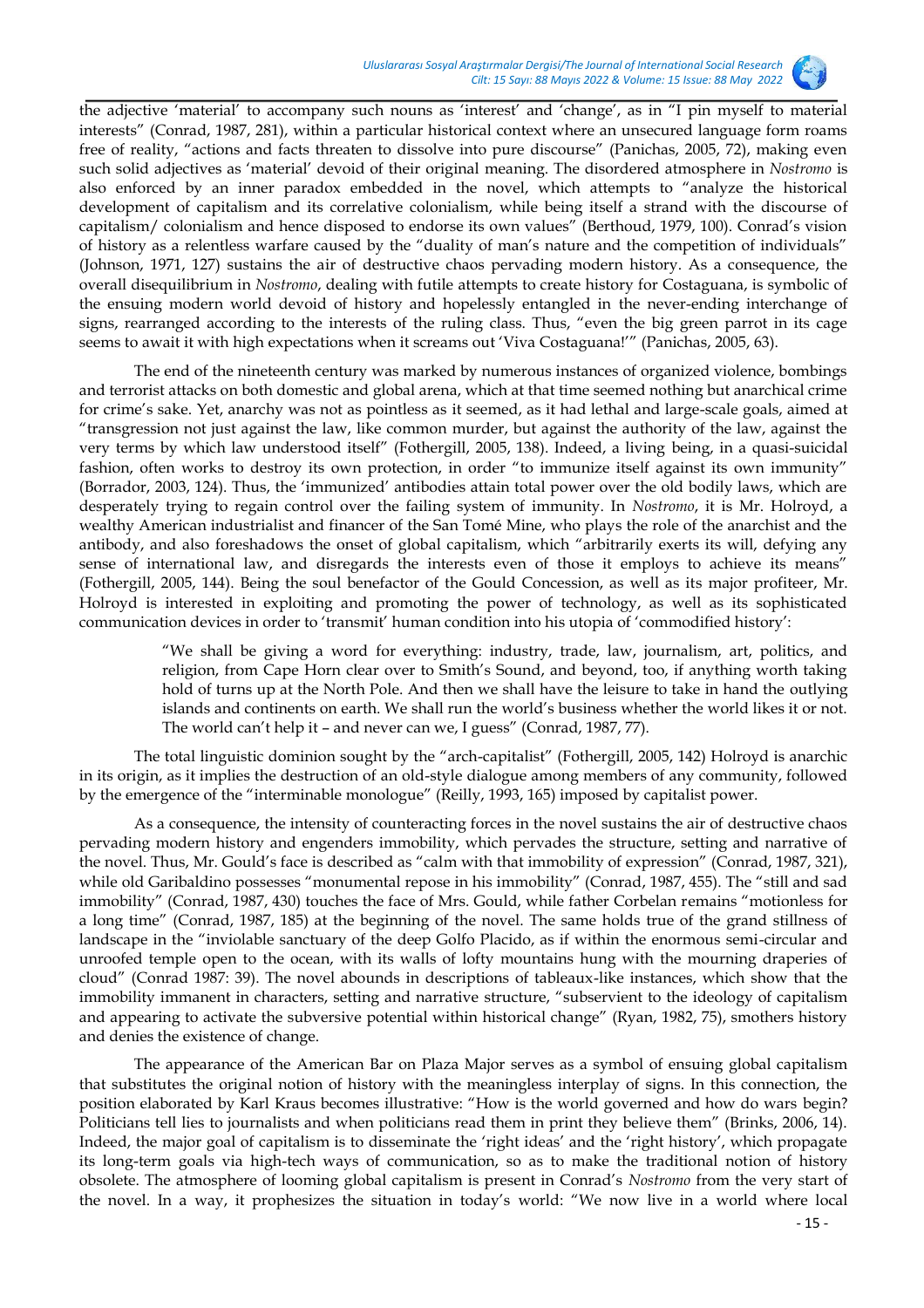the adjective 'material' to accompany such nouns as 'interest' and 'change', as in "I pin myself to material interests" (Conrad, 1987, 281), within a particular historical context where an unsecured language form roams free of reality, "actions and facts threaten to dissolve into pure discourse" (Panichas, 2005, 72), making even such solid adjectives as 'material' devoid of their original meaning. The disordered atmosphere in *Nostromo* is also enforced by an inner paradox embedded in the novel, which attempts to "analyze the historical development of capitalism and its correlative colonialism, while being itself a strand with the discourse of capitalism/ colonialism and hence disposed to endorse its own values" (Berthoud, 1979, 100). Conrad's vision of history as a relentless warfare caused by the "duality of man's nature and the competition of individuals" (Johnson, 1971, 127) sustains the air of destructive chaos pervading modern history. As a consequence, the overall disequilibrium in *Nostromo*, dealing with futile attempts to create history for Costaguana, is symbolic of the ensuing modern world devoid of history and hopelessly entangled in the never-ending interchange of signs, rearranged according to the interests of the ruling class. Thus, "even the big green parrot in its cage seems to await it with high expectations when it screams out 'Viva Costaguana!'" (Panichas, 2005, 63).

The end of the nineteenth century was marked by numerous instances of organized violence, bombings and terrorist attacks on both domestic and global arena, which at that time seemed nothing but anarchical crime for crime's sake. Yet, anarchy was not as pointless as it seemed, as it had lethal and large-scale goals, aimed at "transgression not just against the law, like common murder, but against the authority of the law, against the very terms by which law understood itself" (Fothergill, 2005, 138). Indeed, a living being, in a quasi-suicidal fashion, often works to destroy its own protection, in order "to immunize itself against its own immunity" (Borrador, 2003, 124). Thus, the 'immunized' antibodies attain total power over the old bodily laws, which are desperately trying to regain control over the failing system of immunity. In *Nostromo*, it is Mr. Holroyd, a wealthy American industrialist and financer of the San Tomé Mine, who plays the role of the anarchist and the antibody, and also foreshadows the onset of global capitalism, which "arbitrarily exerts its will, defying any sense of international law, and disregards the interests even of those it employs to achieve its means" (Fothergill, 2005, 144). Being the soul benefactor of the Gould Concession, as well as its major profiteer, Mr. Holroyd is interested in exploiting and promoting the power of technology, as well as its sophisticated communication devices in order to 'transmit' human condition into his utopia of 'commodified history':

> "We shall be giving a word for everything: industry, trade, law, journalism, art, politics, and religion, from Cape Horn clear over to Smith's Sound, and beyond, too, if anything worth taking hold of turns up at the North Pole. And then we shall have the leisure to take in hand the outlying islands and continents on earth. We shall run the world's business whether the world likes it or not. The world can't help it – and never can we, I guess" (Conrad, 1987, 77).

The total linguistic dominion sought by the "arch-capitalist" (Fothergill, 2005, 142) Holroyd is anarchic in its origin, as it implies the destruction of an old-style dialogue among members of any community, followed by the emergence of the "interminable monologue" (Reilly, 1993, 165) imposed by capitalist power.

As a consequence, the intensity of counteracting forces in the novel sustains the air of destructive chaos pervading modern history and engenders immobility, which pervades the structure, setting and narrative of the novel. Thus, Mr. Gould's face is described as "calm with that immobility of expression" (Conrad, 1987, 321), while old Garibaldino possesses "monumental repose in his immobility" (Conrad, 1987, 455). The "still and sad immobility" (Conrad, 1987, 430) touches the face of Mrs. Gould, while father Corbelan remains "motionless for a long time" (Conrad, 1987, 185) at the beginning of the novel. The same holds true of the grand stillness of landscape in the "inviolable sanctuary of the deep Golfo Placido, as if within the enormous semi-circular and unroofed temple open to the ocean, with its walls of lofty mountains hung with the mourning draperies of cloud" (Conrad 1987: 39). The novel abounds in descriptions of tableaux-like instances, which show that the immobility immanent in characters, setting and narrative structure, "subservient to the ideology of capitalism and appearing to activate the subversive potential within historical change" (Ryan, 1982, 75), smothers history and denies the existence of change.

The appearance of the American Bar on Plaza Major serves as a symbol of ensuing global capitalism that substitutes the original notion of history with the meaningless interplay of signs. In this connection, the position elaborated by Karl Kraus becomes illustrative: "How is the world governed and how do wars begin? Politicians tell lies to journalists and when politicians read them in print they believe them" (Brinks, 2006, 14). Indeed, the major goal of capitalism is to disseminate the 'right ideas' and the 'right history', which propagate its long-term goals via high-tech ways of communication, so as to make the traditional notion of history obsolete. The atmosphere of looming global capitalism is present in Conrad's *Nostromo* from the very start of the novel. In a way, it prophesizes the situation in today's world: "We now live in a world where local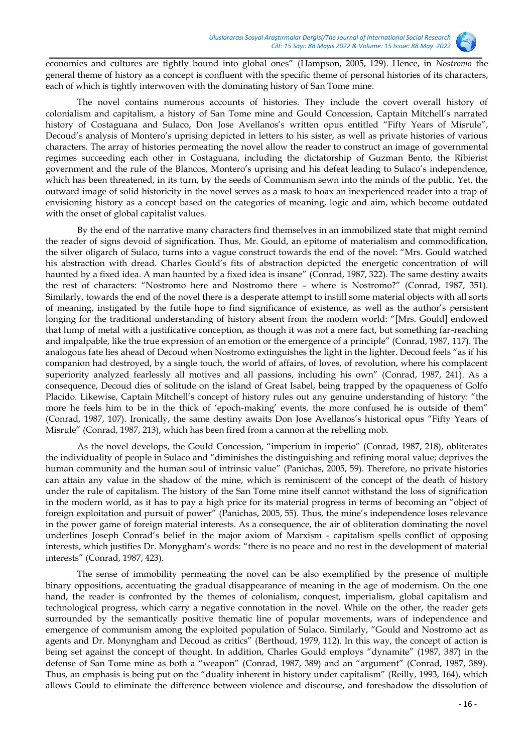economies and cultures are tightly bound into global ones" (Hampson, 2005, 129). Hence, in *Nostromo* the general theme of history as a concept is confluent with the specific theme of personal histories of its characters, each of which is tightly interwoven with the dominating history of San Tome mine.

The novel contains numerous accounts of histories. They include the covert overall history of colonialism and capitalism, a history of San Tome mine and Gould Concession, Captain Mitchell's narrated history of Costaguana and Sulaco, Don Jose Avellanos's written opus entitled "Fifty Years of Misrule", Decoud's analysis of Montero's uprising depicted in letters to his sister, as well as private histories of various characters. The array of histories permeating the novel allow the reader to construct an image of governmental regimes succeeding each other in Costaguana, including the dictatorship of Guzman Bento, the Ribierist government and the rule of the Blancos, Montero's uprising and his defeat leading to Sulaco's independence, which has been threatened, in its turn, by the seeds of Communism sewn into the minds of the public. Yet, the outward image of solid historicity in the novel serves as a mask to hoax an inexperienced reader into a trap of envisioning history as a concept based on the categories of meaning, logic and aim, which become outdated with the onset of global capitalist values.

By the end of the narrative many characters find themselves in an immobilized state that might remind the reader of signs devoid of signification. Thus, Mr. Gould, an epitome of materialism and commodification, the silver oligarch of Sulaco, turns into a vague construct towards the end of the novel: "Mrs. Gould watched his abstraction with dread. Charles Gould's fits of abstraction depicted the energetic concentration of will haunted by a fixed idea. A man haunted by a fixed idea is insane" (Conrad, 1987, 322). The same destiny awaits the rest of characters: "Nostromo here and Nostromo there – where is Nostromo?" (Conrad, 1987, 351). Similarly, towards the end of the novel there is a desperate attempt to instill some material objects with all sorts of meaning, instigated by the futile hope to find significance of existence, as well as the author's persistent longing for the traditional understanding of history absent from the modern world: "[Mrs. Gould] endowed that lump of metal with a justificative conception, as though it was not a mere fact, but something far-reaching and impalpable, like the true expression of an emotion or the emergence of a principle" (Conrad, 1987, 117). The analogous fate lies ahead of Decoud when Nostromo extinguishes the light in the lighter. Decoud feels "as if his companion had destroyed, by a single touch, the world of affairs, of loves, of revolution, where his complacent superiority analyzed fearlessly all motives and all passions, including his own" (Conrad, 1987, 241). As a consequence, Decoud dies of solitude on the island of Great Isabel, being trapped by the opaqueness of Golfo Placido. Likewise, Captain Mitchell's concept of history rules out any genuine understanding of history: "the more he feels him to be in the thick of 'epoch-making' events, the more confused he is outside of them" (Conrad, 1987, 107). Ironically, the same destiny awaits Don Jose Avellanos's historical opus "Fifty Years of Misrule" (Conrad, 1987, 213), which has been fired from a cannon at the rebelling mob.

As the novel develops, the Gould Concession, "imperium in imperio" (Conrad, 1987, 218), obliterates the individuality of people in Sulaco and "diminishes the distinguishing and refining moral value; deprives the human community and the human soul of intrinsic value" (Panichas, 2005, 59). Therefore, no private histories can attain any value in the shadow of the mine, which is reminiscent of the concept of the death of history under the rule of capitalism. The history of the San Tome mine itself cannot withstand the loss of signification in the modern world, as it has to pay a high price for its material progress in terms of becoming an "object of foreign exploitation and pursuit of power" (Panichas, 2005, 55). Thus, the mine's independence loses relevance in the power game of foreign material interests. As a consequence, the air of obliteration dominating the novel underlines Joseph Conrad's belief in the major axiom of Marxism - capitalism spells conflict of opposing interests, which justifies Dr. Monygham's words: "there is no peace and no rest in the development of material interests" (Conrad, 1987, 423).

The sense of immobility permeating the novel can be also exemplified by the presence of multiple binary oppositions, accentuating the gradual disappearance of meaning in the age of modernism. On the one hand, the reader is confronted by the themes of colonialism, conquest, imperialism, global capitalism and technological progress, which carry a negative connotation in the novel. While on the other, the reader gets surrounded by the semantically positive thematic line of popular movements, wars of independence and emergence of communism among the exploited population of Sulaco. Similarly, "Gould and Nostromo act as agents and Dr. Monyngham and Decoud as critics" (Berthoud, 1979, 112). In this way, the concept of action is being set against the concept of thought. In addition, Charles Gould employs "dynamite" (1987, 387) in the defense of San Tome mine as both a "weapon" (Conrad, 1987, 389) and an "argument" (Conrad, 1987, 389). Thus, an emphasis is being put on the "duality inherent in history under capitalism" (Reilly, 1993, 164), which allows Gould to eliminate the difference between violence and discourse, and foreshadow the dissolution of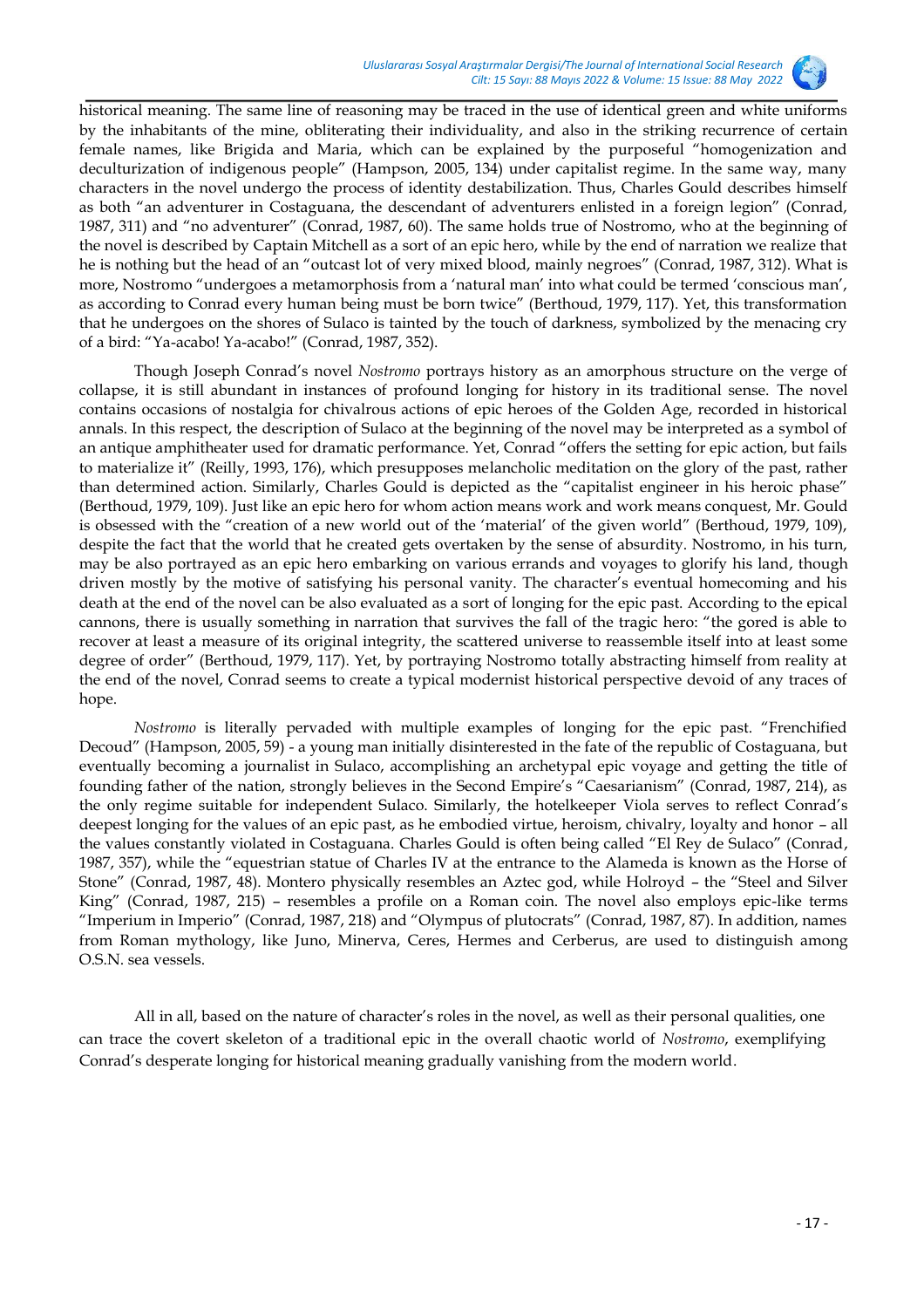historical meaning. The same line of reasoning may be traced in the use of identical green and white uniforms by the inhabitants of the mine, obliterating their individuality, and also in the striking recurrence of certain female names, like Brigida and Maria, which can be explained by the purposeful "homogenization and deculturization of indigenous people" (Hampson, 2005, 134) under capitalist regime. In the same way, many characters in the novel undergo the process of identity destabilization. Thus, Charles Gould describes himself as both "an adventurer in Costaguana, the descendant of adventurers enlisted in a foreign legion" (Conrad, 1987, 311) and "no adventurer" (Conrad, 1987, 60). The same holds true of Nostromo, who at the beginning of the novel is described by Captain Mitchell as a sort of an epic hero, while by the end of narration we realize that he is nothing but the head of an "outcast lot of very mixed blood, mainly negroes" (Conrad, 1987, 312). What is more, Nostromo "undergoes a metamorphosis from a 'natural man' into what could be termed 'conscious man', as according to Conrad every human being must be born twice" (Berthoud, 1979, 117). Yet, this transformation that he undergoes on the shores of Sulaco is tainted by the touch of darkness, symbolized by the menacing cry of a bird: "Ya-acabo! Ya-acabo!" (Conrad, 1987, 352).

Though Joseph Conrad's novel *Nostromo* portrays history as an amorphous structure on the verge of collapse, it is still abundant in instances of profound longing for history in its traditional sense. The novel contains occasions of nostalgia for chivalrous actions of epic heroes of the Golden Age, recorded in historical annals. In this respect, the description of Sulaco at the beginning of the novel may be interpreted as a symbol of an antique amphitheater used for dramatic performance. Yet, Conrad "offers the setting for epic action, but fails to materialize it" (Reilly, 1993, 176), which presupposes melancholic meditation on the glory of the past, rather than determined action. Similarly, Charles Gould is depicted as the "capitalist engineer in his heroic phase" (Berthoud, 1979, 109). Just like an epic hero for whom action means work and work means conquest, Mr. Gould is obsessed with the "creation of a new world out of the 'material' of the given world" (Berthoud, 1979, 109), despite the fact that the world that he created gets overtaken by the sense of absurdity. Nostromo, in his turn, may be also portrayed as an epic hero embarking on various errands and voyages to glorify his land, though driven mostly by the motive of satisfying his personal vanity. The character's eventual homecoming and his death at the end of the novel can be also evaluated as a sort of longing for the epic past. According to the epical cannons, there is usually something in narration that survives the fall of the tragic hero: "the gored is able to recover at least a measure of its original integrity, the scattered universe to reassemble itself into at least some degree of order" (Berthoud, 1979, 117). Yet, by portraying Nostromo totally abstracting himself from reality at the end of the novel, Conrad seems to create a typical modernist historical perspective devoid of any traces of hope.

*Nostromo* is literally pervaded with multiple examples of longing for the epic past. "Frenchified Decoud" (Hampson, 2005, 59) - a young man initially disinterested in the fate of the republic of Costaguana, but eventually becoming a journalist in Sulaco, accomplishing an archetypal epic voyage and getting the title of founding father of the nation, strongly believes in the Second Empire's "Caesarianism" (Conrad, 1987, 214), as the only regime suitable for independent Sulaco. Similarly, the hotelkeeper Viola serves to reflect Conrad's deepest longing for the values of an epic past, as he embodied virtue, heroism, chivalry, loyalty and honor – all the values constantly violated in Costaguana. Charles Gould is often being called "El Rey de Sulaco" (Conrad, 1987, 357), while the "equestrian statue of Charles IV at the entrance to the Alameda is known as the Horse of Stone" (Conrad, 1987, 48). Montero physically resembles an Aztec god, while Holroyd – the "Steel and Silver King" (Conrad, 1987, 215) – resembles a profile on a Roman coin. The novel also employs epic-like terms "Imperium in Imperio" (Conrad, 1987, 218) and "Olympus of plutocrats" (Conrad, 1987, 87). In addition, names from Roman mythology, like Juno, Minerva, Ceres, Hermes and Cerberus, are used to distinguish among O.S.N. sea vessels.

All in all, based on the nature of character's roles in the novel, as well as their personal qualities, one can trace the covert skeleton of a traditional epic in the overall chaotic world of *Nostromo*, exemplifying Conrad's desperate longing for historical meaning gradually vanishing from the modern world.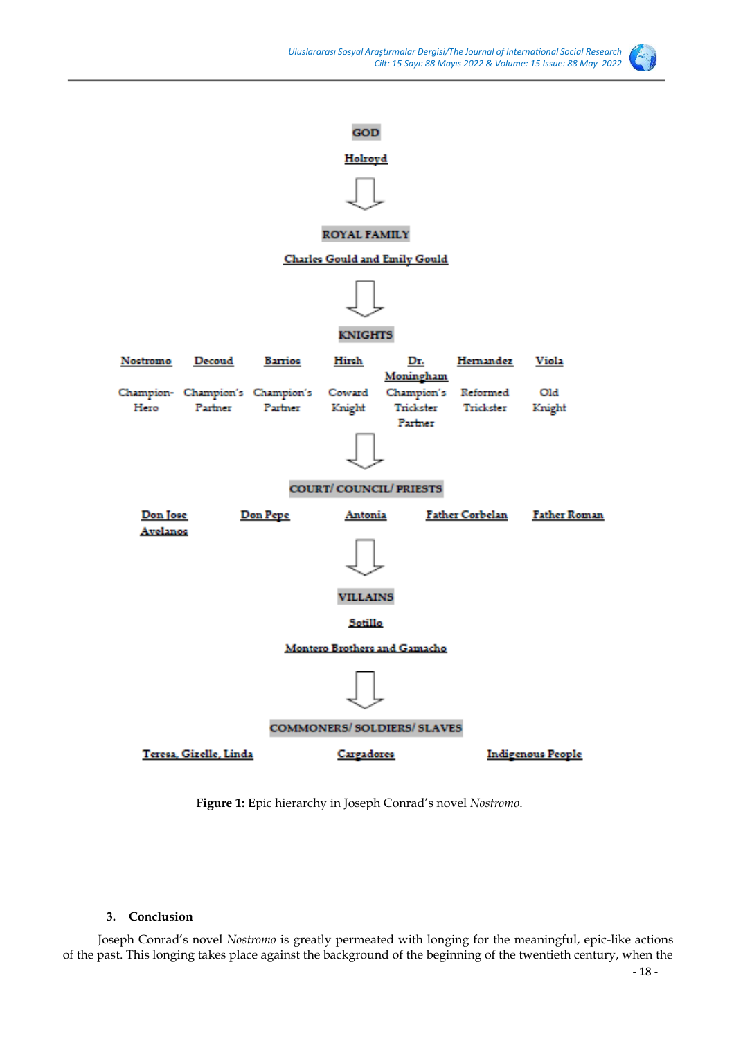GOD

Holroyd

⇩

ROYAL FAMILY

Charles Gould and Emily Gould

⇩

KNIGHTS

| Nostromo | Decoud | Barrios | Hirsh | Dr. Moningham | Hernandez | Viola |
|---|---|---|---|---|---|---|
| Champion-Hero | Champion's Partner | Champion's Partner | Coward Knight | Champion's Trickster Partner | Reformed Trickster | Old Knight |

⇩

COURT/ COUNCIL/ PRIESTS

| Don Jose Avelanos | Don Pepe | Antonia | Father Corbelan | Father Roman |
|---|---|---|---|---|

⇩

VILLAINS

Sotillo

Montero Brothers and Gamacho

⇩

COMMONERS/ SOLDIERS/ SLAVES

| Teresa, Gizelle, Linda | Cargadores | Indigenous People |
|---|---|---|

**Figure 1:** Epic hierarchy in Joseph Conrad's novel *Nostromo*.

## 3. Conclusion

Joseph Conrad's novel *Nostromo* is greatly permeated with longing for the meaningful, epic-like actions of the past. This longing takes place against the background of the beginning of the twentieth century, when the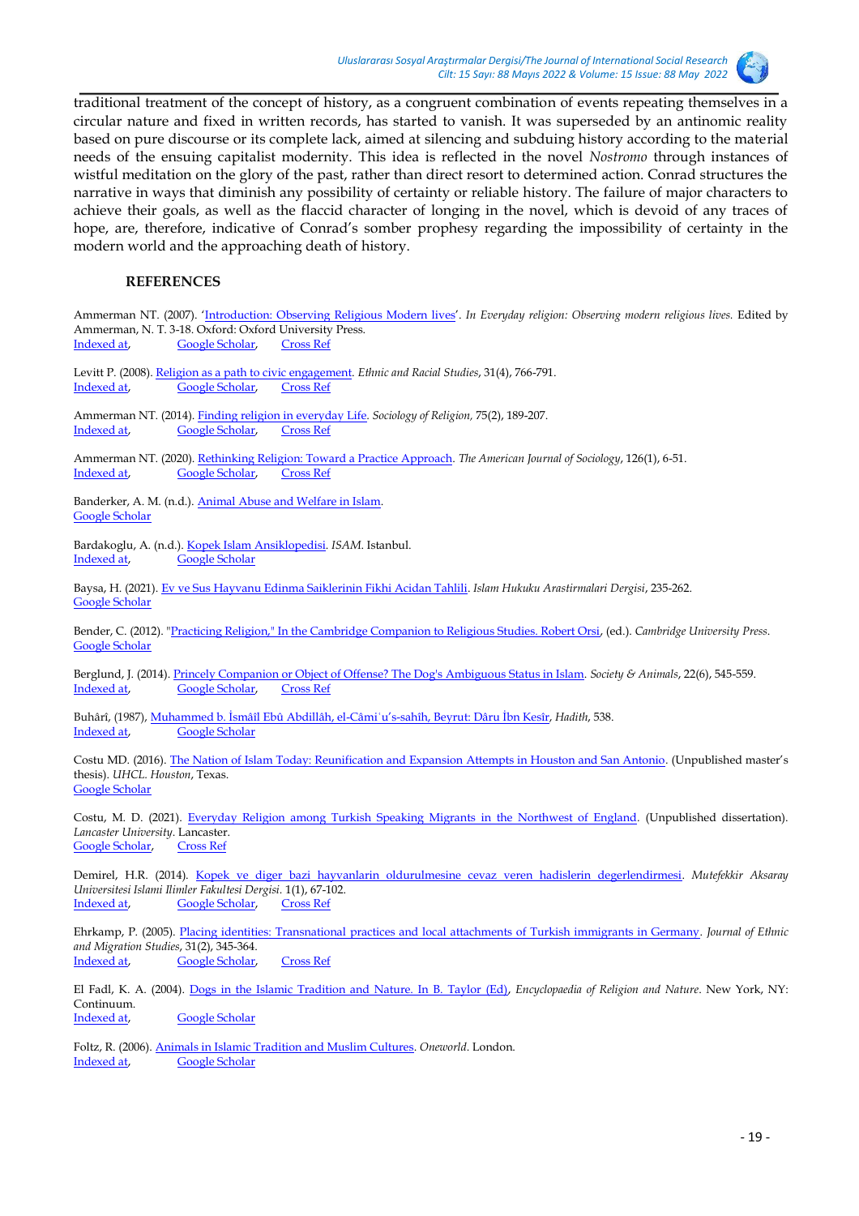traditional treatment of the concept of history, as a congruent combination of events repeating themselves in a circular nature and fixed in written records, has started to vanish. It was superseded by an antinomic reality based on pure discourse or its complete lack, aimed at silencing and subduing history according to the material needs of the ensuing capitalist modernity. This idea is reflected in the novel *Nostromo* through instances of wistful meditation on the glory of the past, rather than direct resort to determined action. Conrad structures the narrative in ways that diminish any possibility of certainty or reliable history. The failure of major characters to achieve their goals, as well as the flaccid character of longing in the novel, which is devoid of any traces of hope, are, therefore, indicative of Conrad's somber prophesy regarding the impossibility of certainty in the modern world and the approaching death of history.

## REFERENCES

Ammerman NT. (2007). 'Introduction: Observing Religious Modern lives'. *In Everyday religion: Observing modern religious lives.* Edited by Ammerman, N. T. 3-18. Oxford: Oxford University Press.
Indexed at, Google Scholar, Cross Ref

Levitt P. (2008). Religion as a path to civic engagement. *Ethnic and Racial Studies*, 31(4), 766-791.
Indexed at, Google Scholar, Cross Ref

Ammerman NT. (2014). Finding religion in everyday Life. *Sociology of Religion,* 75(2), 189-207.
Indexed at, Google Scholar, Cross Ref

Ammerman NT. (2020). Rethinking Religion: Toward a Practice Approach. *The American Journal of Sociology*, 126(1), 6-51.
Indexed at, Google Scholar, Cross Ref

Banderker, A. M. (n.d.). Animal Abuse and Welfare in Islam.
Google Scholar

Bardakoglu, A. (n.d.). Kopek Islam Ansiklopedisi. *ISAM.* Istanbul.
Indexed at, Google Scholar

Baysa, H. (2021). Ev ve Sus Hayvanu Edinma Saiklerinin Fikhi Acidan Tahlili. *Islam Hukuku Arastirmalari Dergisi*, 235-262.
Google Scholar

Bender, C. (2012). "Practicing Religion," In the Cambridge Companion to Religious Studies. Robert Orsi, (ed.). *Cambridge University Press.*
Google Scholar

Berglund, J. (2014). Princely Companion or Object of Offense? The Dog's Ambiguous Status in Islam. *Society & Animals*, 22(6), 545-559.
Indexed at, Google Scholar, Cross Ref

Buhârî, (1987), Muhammed b. İsmâîl Ebû Abdillâh, el-Câmiʿu's-sahîh, Beyrut: Dâru İbn Kesîr, *Hadith*, 538.
Indexed at, Google Scholar

Costu MD. (2016). The Nation of Islam Today: Reunification and Expansion Attempts in Houston and San Antonio. (Unpublished master's thesis). *UHCL. Houston*, Texas.
Google Scholar

Costu, M. D. (2021). Everyday Religion among Turkish Speaking Migrants in the Northwest of England. (Unpublished dissertation). *Lancaster University.* Lancaster.
Google Scholar, Cross Ref

Demirel, H.R. (2014). Kopek ve diger bazi hayvanlarin oldurulmesine cevaz veren hadislerin degerlendirmesi. *Mutefekkir Aksaray Universitesi Islami Ilimler Fakultesi Dergisi.* 1(1), 67-102.
Indexed at, Google Scholar, Cross Ref

Ehrkamp, P. (2005). Placing identities: Transnational practices and local attachments of Turkish immigrants in Germany. *Journal of Ethnic and Migration Studies*, 31(2), 345-364.
Indexed at, Google Scholar, Cross Ref

El Fadl, K. A. (2004). Dogs in the Islamic Tradition and Nature. In B. Taylor (Ed), *Encyclopaedia of Religion and Nature*. New York, NY: Continuum.
Indexed at, Google Scholar

Foltz, R. (2006). Animals in Islamic Tradition and Muslim Cultures. *Oneworld*. London.
Indexed at, Google Scholar